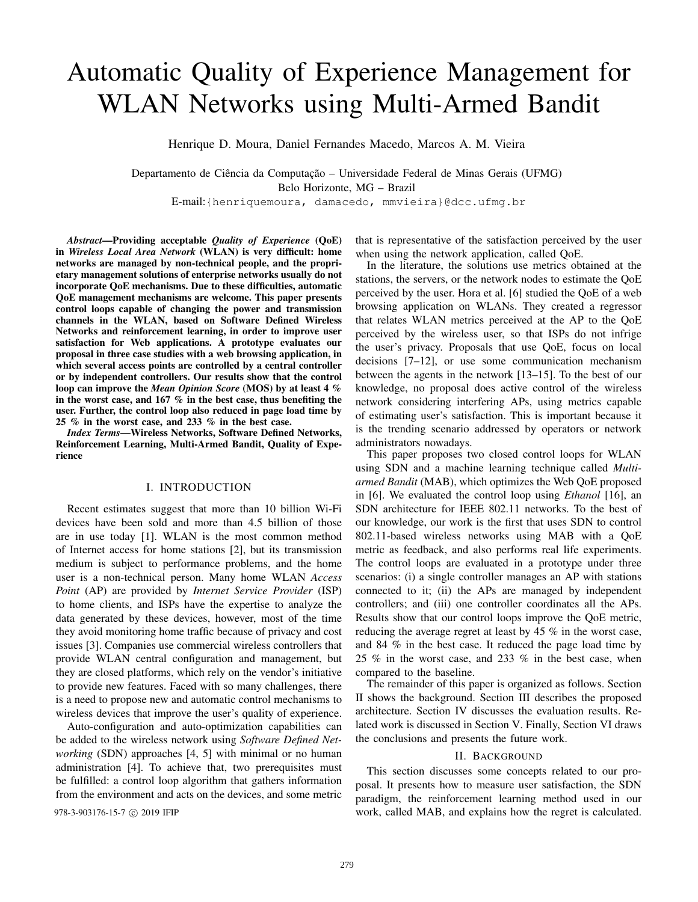# Automatic Quality of Experience Management for WLAN Networks using Multi-Armed Bandit

Henrique D. Moura, Daniel Fernandes Macedo, Marcos A. M. Vieira

Departamento de Ciência da Computação – Universidade Federal de Minas Gerais (UFMG)
Belo Horizonte, MG – Brazil
E-mail:{henriquemoura, damacedo, mmvieira}@dcc.ufmg.br

***Abstract*—Providing acceptable *Quality of Experience* (QoE) in *Wireless Local Area Network* (WLAN) is very difficult: home networks are managed by non-technical people, and the proprietary management solutions of enterprise networks usually do not incorporate QoE mechanisms. Due to these difficulties, automatic QoE management mechanisms are welcome. This paper presents control loops capable of changing the power and transmission channels in the WLAN, based on Software Defined Wireless Networks and reinforcement learning, in order to improve user satisfaction for Web applications. A prototype evaluates our proposal in three case studies with a web browsing application, in which several access points are controlled by a central controller or by independent controllers. Our results show that the control loop can improve the *Mean Opinion Score* (MOS) by at least 4 % in the worst case, and 167 % in the best case, thus benefiting the user. Further, the control loop also reduced in page load time by 25 % in the worst case, and 233 % in the best case.**

***Index Terms*—Wireless Networks, Software Defined Networks, Reinforcement Learning, Multi-Armed Bandit, Quality of Experience**

## I. INTRODUCTION

Recent estimates suggest that more than 10 billion Wi-Fi devices have been sold and more than 4.5 billion of those are in use today [1]. WLAN is the most common method of Internet access for home stations [2], but its transmission medium is subject to performance problems, and the home user is a non-technical person. Many home WLAN *Access Point* (AP) are provided by *Internet Service Provider* (ISP) to home clients, and ISPs have the expertise to analyze the data generated by these devices, however, most of the time they avoid monitoring home traffic because of privacy and cost issues [3]. Companies use commercial wireless controllers that provide WLAN central configuration and management, but they are closed platforms, which rely on the vendor's initiative to provide new features. Faced with so many challenges, there is a need to propose new and automatic control mechanisms to wireless devices that improve the user's quality of experience.

Auto-configuration and auto-optimization capabilities can be added to the wireless network using *Software Defined Networking* (SDN) approaches [4, 5] with minimal or no human administration [4]. To achieve that, two prerequisites must be fulfilled: a control loop algorithm that gathers information from the environment and acts on the devices, and some metric that is representative of the satisfaction perceived by the user when using the network application, called QoE.

In the literature, the solutions use metrics obtained at the stations, the servers, or the network nodes to estimate the QoE perceived by the user. Hora et al. [6] studied the QoE of a web browsing application on WLANs. They created a regressor that relates WLAN metrics perceived at the AP to the QoE perceived by the wireless user, so that ISPs do not infrige the user's privacy. Proposals that use QoE, focus on local decisions [7–12], or use some communication mechanism between the agents in the network [13–15]. To the best of our knowledge, no proposal does active control of the wireless network considering interfering APs, using metrics capable of estimating user's satisfaction. This is important because it is the trending scenario addressed by operators or network administrators nowadays.

This paper proposes two closed control loops for WLAN using SDN and a machine learning technique called *Multi-armed Bandit* (MAB), which optimizes the Web QoE proposed in [6]. We evaluated the control loop using *Ethanol* [16], an SDN architecture for IEEE 802.11 networks. To the best of our knowledge, our work is the first that uses SDN to control 802.11-based wireless networks using MAB with a QoE metric as feedback, and also performs real life experiments. The control loops are evaluated in a prototype under three scenarios: (i) a single controller manages an AP with stations connected to it; (ii) the APs are managed by independent controllers; and (iii) one controller coordinates all the APs. Results show that our control loops improve the QoE metric, reducing the average regret at least by 45 % in the worst case, and 84 % in the best case. It reduced the page load time by 25 % in the worst case, and 233 % in the best case, when compared to the baseline.

The remainder of this paper is organized as follows. Section II shows the background. Section III describes the proposed architecture. Section IV discusses the evaluation results. Related work is discussed in Section V. Finally, Section VI draws the conclusions and presents the future work.

## II. BACKGROUND

This section discusses some concepts related to our proposal. It presents how to measure user satisfaction, the SDN paradigm, the reinforcement learning method used in our work, called MAB, and explains how the regret is calculated.

978-3-903176-15-7 © 2019 IFIP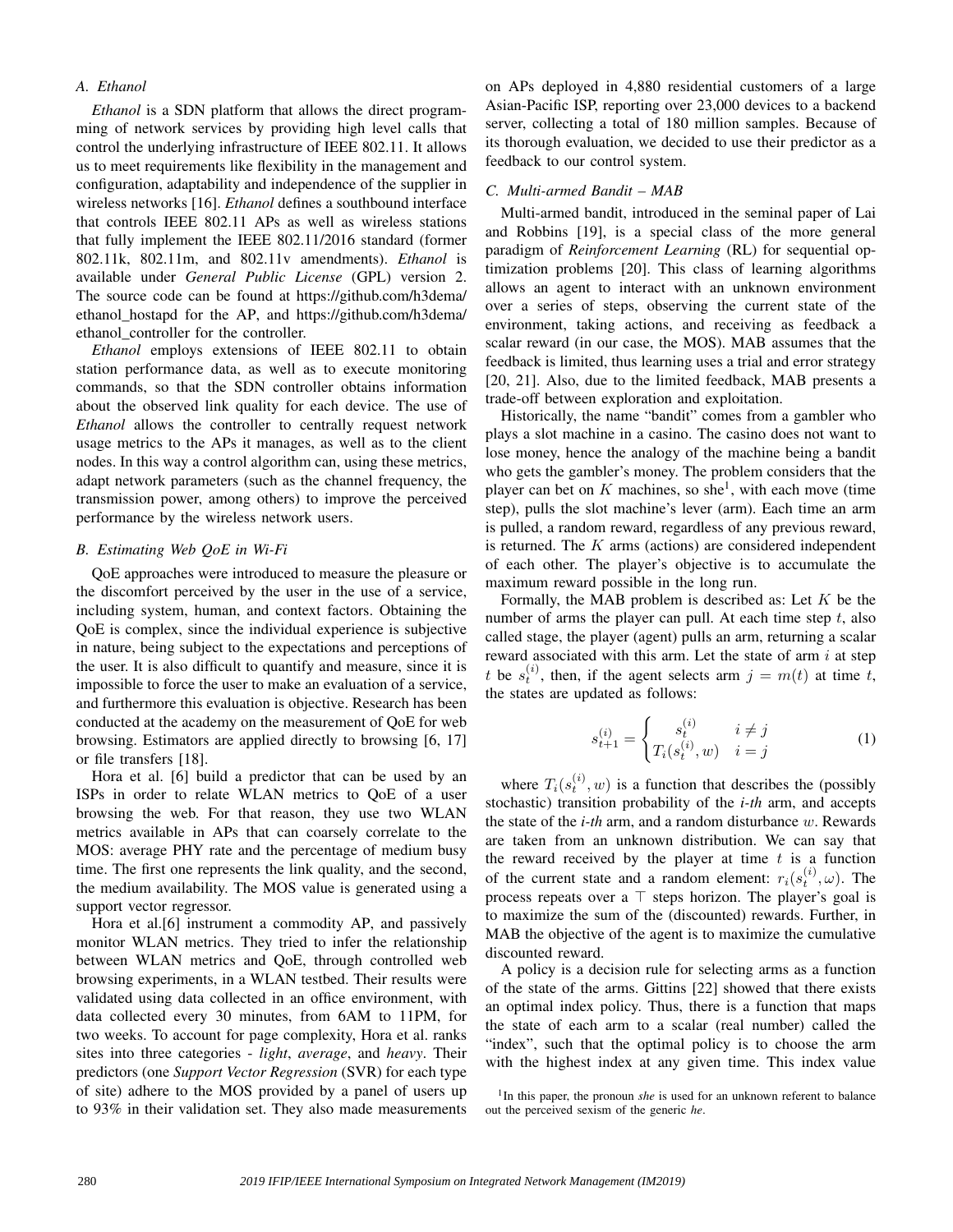### A. Ethanol

*Ethanol* is a SDN platform that allows the direct programming of network services by providing high level calls that control the underlying infrastructure of IEEE 802.11. It allows us to meet requirements like flexibility in the management and configuration, adaptability and independence of the supplier in wireless networks [16]. *Ethanol* defines a southbound interface that controls IEEE 802.11 APs as well as wireless stations that fully implement the IEEE 802.11/2016 standard (former 802.11k, 802.11m, and 802.11v amendments). *Ethanol* is available under *General Public License* (GPL) version 2. The source code can be found at https://github.com/h3dema/ethanol_hostapd for the AP, and https://github.com/h3dema/ethanol_controller for the controller.

*Ethanol* employs extensions of IEEE 802.11 to obtain station performance data, as well as to execute monitoring commands, so that the SDN controller obtains information about the observed link quality for each device. The use of *Ethanol* allows the controller to centrally request network usage metrics to the APs it manages, as well as to the client nodes. In this way a control algorithm can, using these metrics, adapt network parameters (such as the channel frequency, the transmission power, among others) to improve the perceived performance by the wireless network users.

### B. Estimating Web QoE in Wi-Fi

QoE approaches were introduced to measure the pleasure or the discomfort perceived by the user in the use of a service, including system, human, and context factors. Obtaining the QoE is complex, since the individual experience is subjective in nature, being subject to the expectations and perceptions of the user. It is also difficult to quantify and measure, since it is impossible to force the user to make an evaluation of a service, and furthermore this evaluation is objective. Research has been conducted at the academy on the measurement of QoE for web browsing. Estimators are applied directly to browsing [6, 17] or file transfers [18].

Hora et al. [6] build a predictor that can be used by an ISPs in order to relate WLAN metrics to QoE of a user browsing the web. For that reason, they use two WLAN metrics available in APs that can coarsely correlate to the MOS: average PHY rate and the percentage of medium busy time. The first one represents the link quality, and the second, the medium availability. The MOS value is generated using a support vector regressor.

Hora et al.[6] instrument a commodity AP, and passively monitor WLAN metrics. They tried to infer the relationship between WLAN metrics and QoE, through controlled web browsing experiments, in a WLAN testbed. Their results were validated using data collected in an office environment, with data collected every 30 minutes, from 6AM to 11PM, for two weeks. To account for page complexity, Hora et al. ranks sites into three categories - *light*, *average*, and *heavy*. Their predictors (one *Support Vector Regression* (SVR) for each type of site) adhere to the MOS provided by a panel of users up to 93% in their validation set. They also made measurements on APs deployed in 4,880 residential customers of a large Asian-Pacific ISP, reporting over 23,000 devices to a backend server, collecting a total of 180 million samples. Because of its thorough evaluation, we decided to use their predictor as a feedback to our control system.

### C. Multi-armed Bandit – MAB

Multi-armed bandit, introduced in the seminal paper of Lai and Robbins [19], is a special class of the more general paradigm of *Reinforcement Learning* (RL) for sequential optimization problems [20]. This class of learning algorithms allows an agent to interact with an unknown environment over a series of steps, observing the current state of the environment, taking actions, and receiving as feedback a scalar reward (in our case, the MOS). MAB assumes that the feedback is limited, thus learning uses a trial and error strategy [20, 21]. Also, due to the limited feedback, MAB presents a trade-off between exploration and exploitation.

Historically, the name "bandit" comes from a gambler who plays a slot machine in a casino. The casino does not want to lose money, hence the analogy of the machine being a bandit who gets the gambler's money. The problem considers that the player can bet on $K$ machines, so she[1], with each move (time step), pulls the slot machine's lever (arm). Each time an arm is pulled, a random reward, regardless of any previous reward, is returned. The $K$ arms (actions) are considered independent of each other. The player's objective is to accumulate the maximum reward possible in the long run.

Formally, the MAB problem is described as: Let $K$ be the number of arms the player can pull. At each time step $t$, also called stage, the player (agent) pulls an arm, returning a scalar reward associated with this arm. Let the state of arm $i$ at step $t$ be $s_t^{(i)}$, then, if the agent selects arm $j = m(t)$ at time $t$, the states are updated as follows:

$$s_{t+1}^{(i)} = \begin{cases} s_t^{(i)} & i \neq j \\ T_i(s_t^{(i)}, w) & i = j \end{cases} \tag{1}$$

where $T_i(s_t^{(i)}, w)$ is a function that describes the (possibly stochastic) transition probability of the *i-th* arm, and accepts the state of the *i-th* arm, and a random disturbance $w$. Rewards are taken from an unknown distribution. We can say that the reward received by the player at time $t$ is a function of the current state and a random element: $r_i(s_t^{(i)}, \omega)$. The process repeats over a $\top$ steps horizon. The player's goal is to maximize the sum of the (discounted) rewards. Further, in MAB the objective of the agent is to maximize the cumulative discounted reward.

A policy is a decision rule for selecting arms as a function of the state of the arms. Gittins [22] showed that there exists an optimal index policy. Thus, there is a function that maps the state of each arm to a scalar (real number) called the "index", such that the optimal policy is to choose the arm with the highest index at any given time. This index value

[1] In this paper, the pronoun *she* is used for an unknown referent to balance out the perceived sexism of the generic *he*.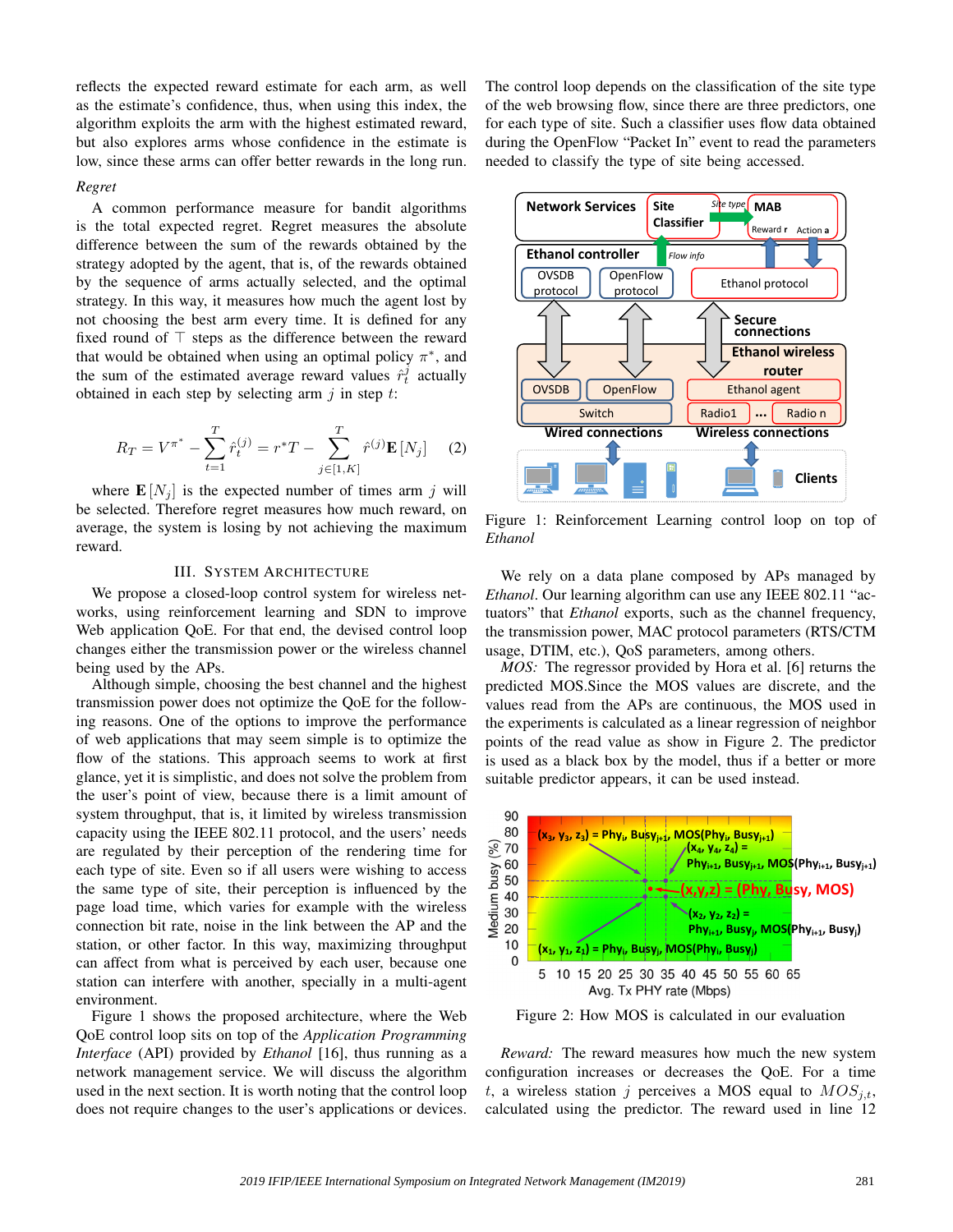reflects the expected reward estimate for each arm, as well as the estimate's confidence, thus, when using this index, the algorithm exploits the arm with the highest estimated reward, but also explores arms whose confidence in the estimate is low, since these arms can offer better rewards in the long run.

*Regret*

A common performance measure for bandit algorithms is the total expected regret. Regret measures the absolute difference between the sum of the rewards obtained by the strategy adopted by the agent, that is, of the rewards obtained by the sequence of arms actually selected, and the optimal strategy. In this way, it measures how much the agent lost by not choosing the best arm every time. It is defined for any fixed round of $\top$ steps as the difference between the reward that would be obtained when using an optimal policy $\pi^*$, and the sum of the estimated average reward values $\hat{r}_t^j$ actually obtained in each step by selecting arm $j$ in step $t$:

$$R_T = V^{\pi^*} - \sum_{t=1}^{T} \hat{r}_t^{(j)} = r^* T - \sum_{j \in [1,K]}^{T} \hat{r}^{(j)} \mathbf{E}[N_j] \quad (2)$$

where $\mathbf{E}[N_j]$ is the expected number of times arm $j$ will be selected. Therefore regret measures how much reward, on average, the system is losing by not achieving the maximum reward.

## III. System Architecture

We propose a closed-loop control system for wireless networks, using reinforcement learning and SDN to improve Web application QoE. For that end, the devised control loop changes either the transmission power or the wireless channel being used by the APs.

Although simple, choosing the best channel and the highest transmission power does not optimize the QoE for the following reasons. One of the options to improve the performance of web applications that may seem simple is to optimize the flow of the stations. This approach seems to work at first glance, yet it is simplistic, and does not solve the problem from the user's point of view, because there is a limit amount of system throughput, that is, it limited by wireless transmission capacity using the IEEE 802.11 protocol, and the users' needs are regulated by their perception of the rendering time for each type of site. Even so if all users were wishing to access the same type of site, their perception is influenced by the page load time, which varies for example with the wireless connection bit rate, noise in the link between the AP and the station, or other factor. In this way, maximizing throughput can affect from what is perceived by each user, because one station can interfere with another, specially in a multi-agent environment.

Figure 1 shows the proposed architecture, where the Web QoE control loop sits on top of the *Application Programming Interface* (API) provided by *Ethanol* [16], thus running as a network management service. We will discuss the algorithm used in the next section. It is worth noting that the control loop does not require changes to the user's applications or devices.

The control loop depends on the classification of the site type of the web browsing flow, since there are three predictors, one for each type of site. Such a classifier uses flow data obtained during the OpenFlow "Packet In" event to read the parameters needed to classify the type of site being accessed.

Figure 1: Reinforcement Learning control loop on top of *Ethanol*

We rely on a data plane composed by APs managed by *Ethanol*. Our learning algorithm can use any IEEE 802.11 "actuators" that *Ethanol* exports, such as the channel frequency, the transmission power, MAC protocol parameters (RTS/CTM usage, DTIM, etc.), QoS parameters, among others.

*MOS:* The regressor provided by Hora et al. [6] returns the predicted MOS.Since the MOS values are discrete, and the values read from the APs are continuous, the MOS used in the experiments is calculated as a linear regression of neighbor points of the read value as show in Figure 2. The predictor is used as a black box by the model, thus if a better or more suitable predictor appears, it can be used instead.

Figure 2: How MOS is calculated in our evaluation

*Reward:* The reward measures how much the new system configuration increases or decreases the QoE. For a time $t$, a wireless station $j$ perceives a MOS equal to $MOS_{j,t}$, calculated using the predictor. The reward used in line 12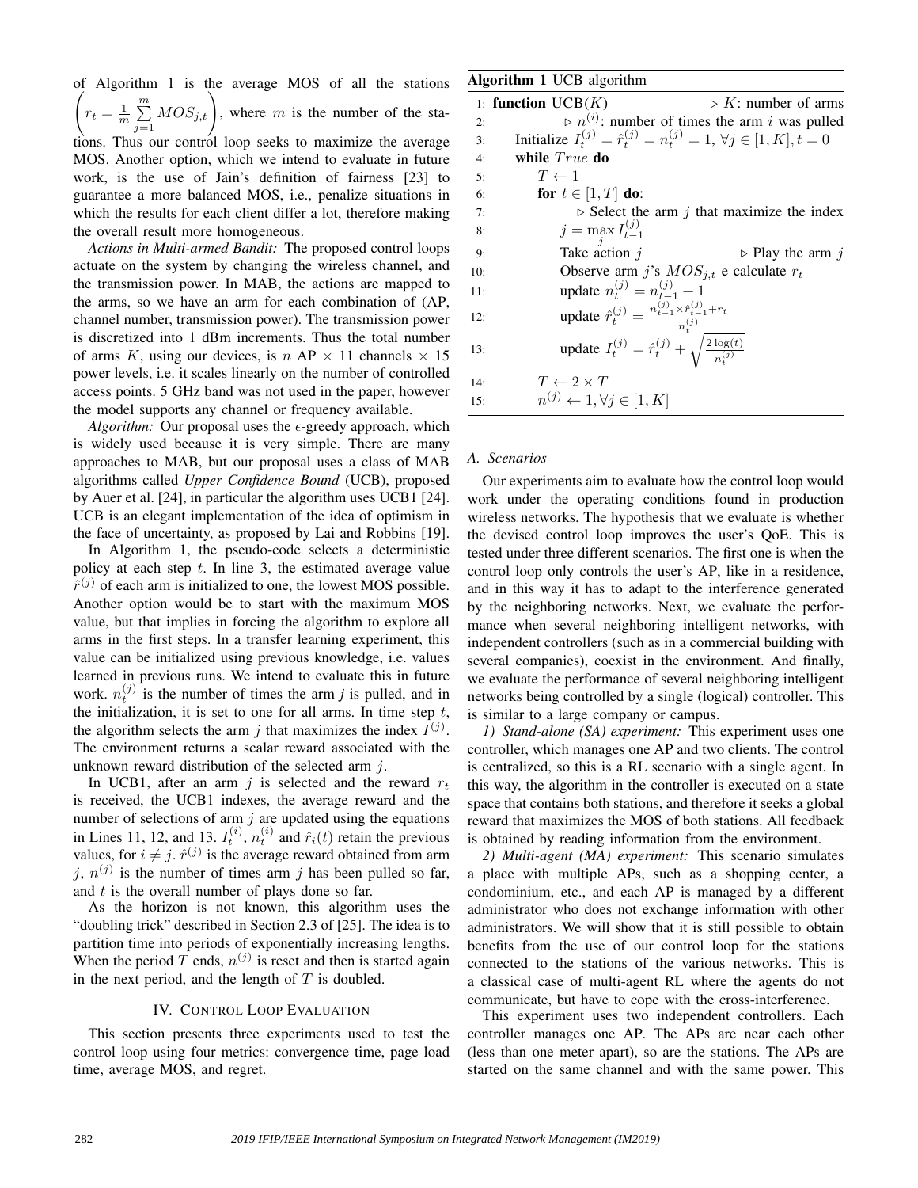of Algorithm 1 is the average MOS of all the stations $\left(r_t = \frac{1}{m}\sum_{j=1}^{m} MOS_{j,t}\right)$, where $m$ is the number of the stations. Thus our control loop seeks to maximize the average MOS. Another option, which we intend to evaluate in future work, is the use of Jain's definition of fairness [23] to guarantee a more balanced MOS, i.e., penalize situations in which the results for each client differ a lot, therefore making the overall result more homogeneous.

*Actions in Multi-armed Bandit:* The proposed control loops actuate on the system by changing the wireless channel, and the transmission power. In MAB, the actions are mapped to the arms, so we have an arm for each combination of (AP, channel number, transmission power). The transmission power is discretized into 1 dBm increments. Thus the total number of arms $K$, using our devices, is $n$ AP $\times$ 11 channels $\times$ 15 power levels, i.e. it scales linearly on the number of controlled access points. 5 GHz band was not used in the paper, however the model supports any channel or frequency available.

*Algorithm:* Our proposal uses the $\epsilon$-greedy approach, which is widely used because it is very simple. There are many approaches to MAB, but our proposal uses a class of MAB algorithms called *Upper Confidence Bound* (UCB), proposed by Auer et al. [24], in particular the algorithm uses UCB1 [24]. UCB is an elegant implementation of the idea of optimism in the face of uncertainty, as proposed by Lai and Robbins [19].

In Algorithm 1, the pseudo-code selects a deterministic policy at each step $t$. In line 3, the estimated average value $\hat{r}^{(j)}$ of each arm is initialized to one, the lowest MOS possible. Another option would be to start with the maximum MOS value, but that implies in forcing the algorithm to explore all arms in the first steps. In a transfer learning experiment, this value can be initialized using previous knowledge, i.e. values learned in previous runs. We intend to evaluate this in future work. $n_t^{(j)}$ is the number of times the arm $j$ is pulled, and in the initialization, it is set to one for all arms. In time step $t$, the algorithm selects the arm $j$ that maximizes the index $I^{(j)}$. The environment returns a scalar reward associated with the unknown reward distribution of the selected arm $j$.

In UCB1, after an arm $j$ is selected and the reward $r_t$ is received, the UCB1 indexes, the average reward and the number of selections of arm $j$ are updated using the equations in Lines 11, 12, and 13. $I_t^{(i)}$, $n_t^{(i)}$ and $\hat{r}_i(t)$ retain the previous values, for $i \neq j$. $\hat{r}^{(j)}$ is the average reward obtained from arm $j$, $n^{(j)}$ is the number of times arm $j$ has been pulled so far, and $t$ is the overall number of plays done so far.

As the horizon is not known, this algorithm uses the "doubling trick" described in Section 2.3 of [25]. The idea is to partition time into periods of exponentially increasing lengths. When the period $T$ ends, $n^{(j)}$ is reset and then is started again in the next period, and the length of $T$ is doubled.

**Algorithm 1** UCB algorithm

```
 1: function UCB(K)                          ▷ K: number of arms
 2:                          ▷ n^(i): number of times the arm i was pulled
 3:     Initialize I_t^(j) = r̂_t^(j) = n_t^(j) = 1, ∀j ∈ [1, K], t = 0
 4:     while True do
 5:         T ← 1
 6:         for t ∈ [1, T] do:
 7:                         ▷ Select the arm j that maximize the index
 8:             j = max_j I_{t-1}^(j)
 9:             Take action j                          ▷ Play the arm j
10:             Observe arm j's MOS_{j,t} e calculate r_t
11:             update n_t^(j) = n_{t-1}^(j) + 1
12:             update r̂_t^(j) = (n_{t-1}^(j) × r̂_{t-1}^(j) + r_t) / n_t^(j)
13:             update I_t^(j) = r̂_t^(j) + sqrt(2 log(t) / n_t^(j))
14:         T ← 2 × T
15:         n^(j) ← 1, ∀j ∈ [1, K]
```

## IV. Control Loop Evaluation

This section presents three experiments used to test the control loop using four metrics: convergence time, page load time, average MOS, and regret.

### A. Scenarios

Our experiments aim to evaluate how the control loop would work under the operating conditions found in production wireless networks. The hypothesis that we evaluate is whether the devised control loop improves the user's QoE. This is tested under three different scenarios. The first one is when the control loop only controls the user's AP, like in a residence, and in this way it has to adapt to the interference generated by the neighboring networks. Next, we evaluate the performance when several neighboring intelligent networks, with independent controllers (such as in a commercial building with several companies), coexist in the environment. And finally, we evaluate the performance of several neighboring intelligent networks being controlled by a single (logical) controller. This is similar to a large company or campus.

*1) Stand-alone (SA) experiment:* This experiment uses one controller, which manages one AP and two clients. The control is centralized, so this is a RL scenario with a single agent. In this way, the algorithm in the controller is executed on a state space that contains both stations, and therefore it seeks a global reward that maximizes the MOS of both stations. All feedback is obtained by reading information from the environment.

*2) Multi-agent (MA) experiment:* This scenario simulates a place with multiple APs, such as a shopping center, a condominium, etc., and each AP is managed by a different administrator who does not exchange information with other administrators. We will show that it is still possible to obtain benefits from the use of our control loop for the stations connected to the stations of the various networks. This is a classical case of multi-agent RL where the agents do not communicate, but have to cope with the cross-interference.

This experiment uses two independent controllers. Each controller manages one AP. The APs are near each other (less than one meter apart), so are the stations. The APs are started on the same channel and with the same power. This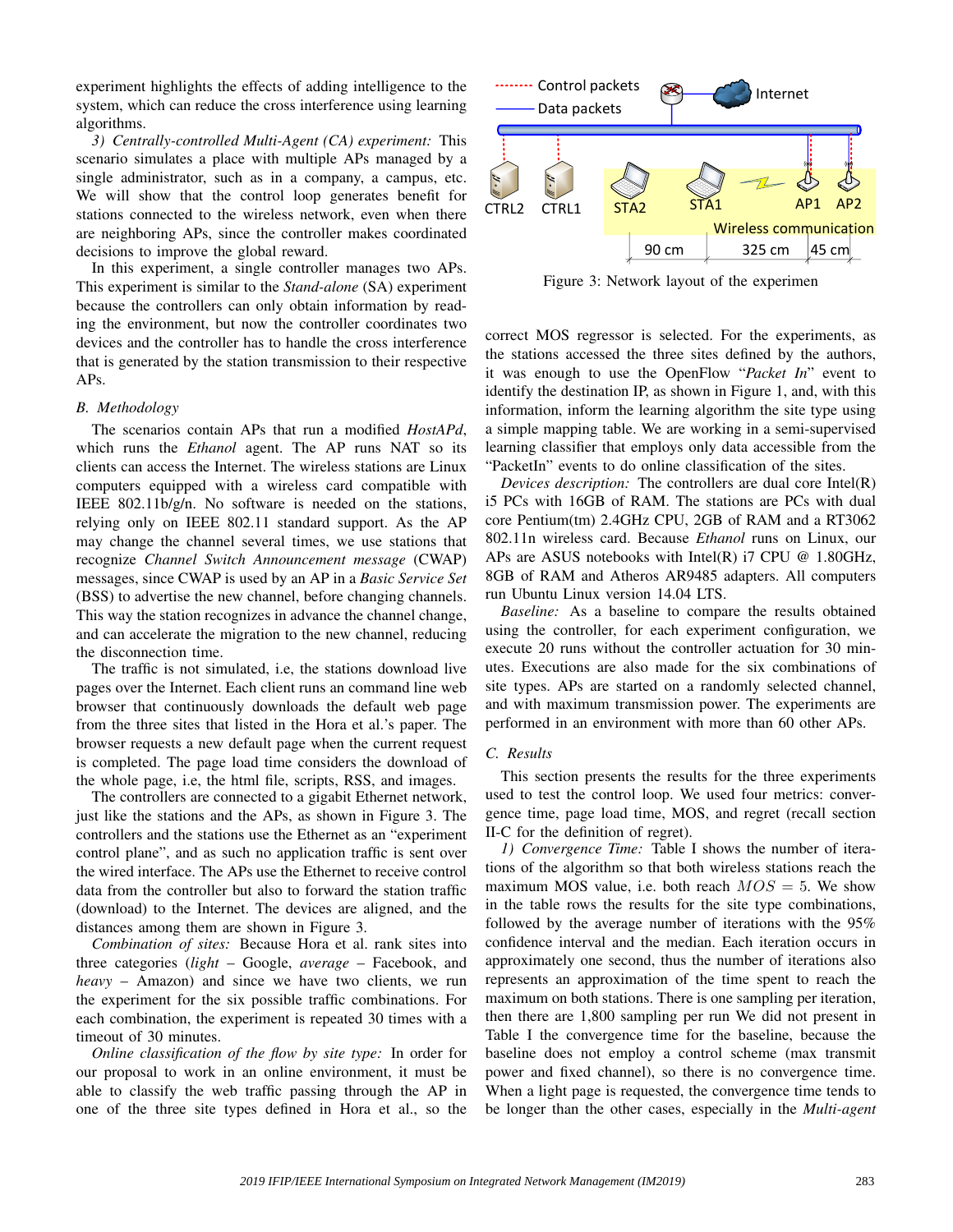experiment highlights the effects of adding intelligence to the system, which can reduce the cross interference using learning algorithms.

*3) Centrally-controlled Multi-Agent (CA) experiment:* This scenario simulates a place with multiple APs managed by a single administrator, such as in a company, a campus, etc. We will show that the control loop generates benefit for stations connected to the wireless network, even when there are neighboring APs, since the controller makes coordinated decisions to improve the global reward.

In this experiment, a single controller manages two APs. This experiment is similar to the *Stand-alone* (SA) experiment because the controllers can only obtain information by reading the environment, but now the controller coordinates two devices and the controller has to handle the cross interference that is generated by the station transmission to their respective APs.

### B. Methodology

The scenarios contain APs that run a modified *HostAPd*, which runs the *Ethanol* agent. The AP runs NAT so its clients can access the Internet. The wireless stations are Linux computers equipped with a wireless card compatible with IEEE 802.11b/g/n. No software is needed on the stations, relying only on IEEE 802.11 standard support. As the AP may change the channel several times, we use stations that recognize *Channel Switch Announcement message* (CWAP) messages, since CWAP is used by an AP in a *Basic Service Set* (BSS) to advertise the new channel, before changing channels. This way the station recognizes in advance the channel change, and can accelerate the migration to the new channel, reducing the disconnection time.

The traffic is not simulated, i.e, the stations download live pages over the Internet. Each client runs an command line web browser that continuously downloads the default web page from the three sites that listed in the Hora et al.'s paper. The browser requests a new default page when the current request is completed. The page load time considers the download of the whole page, i.e, the html file, scripts, RSS, and images.

The controllers are connected to a gigabit Ethernet network, just like the stations and the APs, as shown in Figure 3. The controllers and the stations use the Ethernet as an "experiment control plane", and as such no application traffic is sent over the wired interface. The APs use the Ethernet to receive control data from the controller but also to forward the station traffic (download) to the Internet. The devices are aligned, and the distances among them are shown in Figure 3.

*Combination of sites:* Because Hora et al. rank sites into three categories (*light* – Google, *average* – Facebook, and *heavy* – Amazon) and since we have two clients, we run the experiment for the six possible traffic combinations. For each combination, the experiment is repeated 30 times with a timeout of 30 minutes.

*Online classification of the flow by site type:* In order for our proposal to work in an online environment, it must be able to classify the web traffic passing through the AP in one of the three site types defined in Hora et al., so the correct MOS regressor is selected. For the experiments, as the stations accessed the three sites defined by the authors, it was enough to use the OpenFlow "*Packet In*" event to identify the destination IP, as shown in Figure 1, and, with this information, inform the learning algorithm the site type using a simple mapping table. We are working in a semi-supervised learning classifier that employs only data accessible from the "PacketIn" events to do online classification of the sites.

Figure 3: Network layout of the experimen

*Devices description:* The controllers are dual core Intel(R) i5 PCs with 16GB of RAM. The stations are PCs with dual core Pentium(tm) 2.4GHz CPU, 2GB of RAM and a RT3062 802.11n wireless card. Because *Ethanol* runs on Linux, our APs are ASUS notebooks with Intel(R) i7 CPU @ 1.80GHz, 8GB of RAM and Atheros AR9485 adapters. All computers run Ubuntu Linux version 14.04 LTS.

*Baseline:* As a baseline to compare the results obtained using the controller, for each experiment configuration, we execute 20 runs without the controller actuation for 30 minutes. Executions are also made for the six combinations of site types. APs are started on a randomly selected channel, and with maximum transmission power. The experiments are performed in an environment with more than 60 other APs.

### C. Results

This section presents the results for the three experiments used to test the control loop. We used four metrics: convergence time, page load time, MOS, and regret (recall section II-C for the definition of regret).

*1) Convergence Time:* Table I shows the number of iterations of the algorithm so that both wireless stations reach the maximum MOS value, i.e. both reach $MOS = 5$. We show in the table rows the results for the site type combinations, followed by the average number of iterations with the 95% confidence interval and the median. Each iteration occurs in approximately one second, thus the number of iterations also represents an approximation of the time spent to reach the maximum on both stations. There is one sampling per iteration, then there are 1,800 sampling per run We did not present in Table I the convergence time for the baseline, because the baseline does not employ a control scheme (max transmit power and fixed channel), so there is no convergence time. When a light page is requested, the convergence time tends to be longer than the other cases, especially in the *Multi-agent*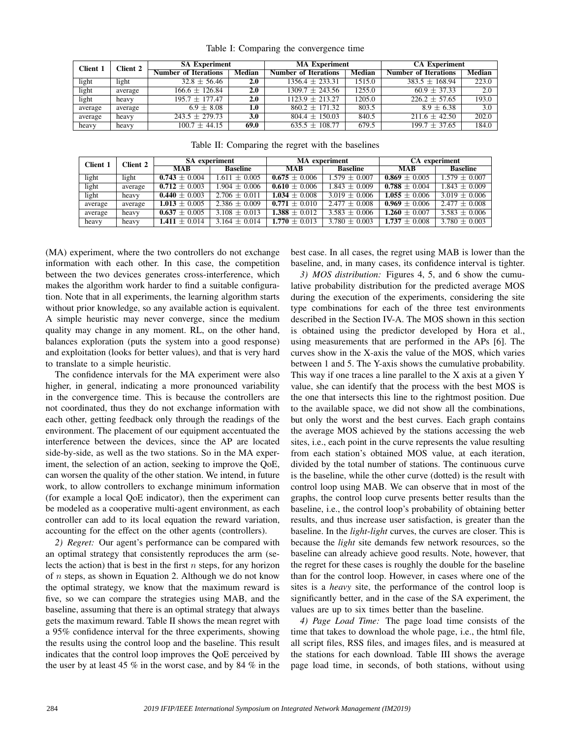Table I: Comparing the convergence time

| Client 1 | Client 2 | SA Experiment | | MA Experiment | | CA Experiment | |
|---|---|---|---|---|---|---|---|
| | | Number of Iterations | Median | Number of Iterations | Median | Number of Iterations | Median |
| light | light | 32.8 ± 56.46 | **2.0** | 1356.4 ± 233.31 | 1515.0 | 383.5 ± 168.94 | 223.0 |
| light | average | 166.6 ± 126.84 | **2.0** | 1309.7 ± 243.56 | 1255.0 | 60.9 ± 37.33 | 2.0 |
| light | heavy | 195.7 ± 177.47 | **2.0** | 1123.9 ± 213.27 | 1205.0 | 226.2 ± 57.65 | 193.0 |
| average | average | 6.9 ± 8.08 | **1.0** | 860.2 ± 171.32 | 803.5 | 8.9 ± 6.38 | 3.0 |
| average | heavy | 243.5 ± 279.73 | **3.0** | 804.4 ± 150.03 | 840.5 | 211.6 ± 42.50 | 202.0 |
| heavy | heavy | 100.7 ± 44.15 | **69.0** | 635.5 ± 108.77 | 679.5 | 199.7 ± 37.65 | 184.0 |

Table II: Comparing the regret with the baselines

| Client 1 | Client 2 | SA experiment | | MA experiment | | CA experiment | |
|---|---|---|---|---|---|---|---|
| | | MAB | Baseline | MAB | Baseline | MAB | Baseline |
| light | light | **0.743** ± 0.004 | 1.611 ± 0.005 | **0.675** ± 0.006 | 1.579 ± 0.007 | **0.869** ± 0.005 | 1.579 ± 0.007 |
| light | average | **0.712** ± 0.003 | 1.904 ± 0.006 | **0.610** ± 0.006 | 1.843 ± 0.009 | **0.788** ± 0.004 | 1.843 ± 0.009 |
| light | heavy | **0.440** ± 0.003 | 2.706 ± 0.011 | **1.034** ± 0.008 | 3.019 ± 0.006 | **1.055** ± 0.006 | 3.019 ± 0.006 |
| average | average | **1.013** ± 0.005 | 2.386 ± 0.009 | **0.771** ± 0.010 | 2.477 ± 0.008 | **0.969** ± 0.006 | 2.477 ± 0.008 |
| average | heavy | **0.637** ± 0.005 | 3.108 ± 0.013 | **1.388** ± 0.012 | 3.583 ± 0.006 | **1.260** ± 0.007 | 3.583 ± 0.006 |
| heavy | heavy | **1.411** ± 0.014 | 3.164 ± 0.014 | **1.770** ± 0.013 | 3.780 ± 0.003 | **1.737** ± 0.008 | 3.780 ± 0.003 |

(MA) experiment, where the two controllers do not exchange information with each other. In this case, the competition between the two devices generates cross-interference, which makes the algorithm work harder to find a suitable configuration. Note that in all experiments, the learning algorithm starts without prior knowledge, so any available action is equivalent. A simple heuristic may never converge, since the medium quality may change in any moment. RL, on the other hand, balances exploration (puts the system into a good response) and exploitation (looks for better values), and that is very hard to translate to a simple heuristic.

The confidence intervals for the MA experiment were also higher, in general, indicating a more pronounced variability in the convergence time. This is because the controllers are not coordinated, thus they do not exchange information with each other, getting feedback only through the readings of the environment. The placement of our equipment accentuated the interference between the devices, since the AP are located side-by-side, as well as the two stations. So in the MA experiment, the selection of an action, seeking to improve the QoE, can worsen the quality of the other station. We intend, in future work, to allow controllers to exchange minimum information (for example a local QoE indicator), then the experiment can be modeled as a cooperative multi-agent environment, as each controller can add to its local equation the reward variation, accounting for the effect on the other agents (controllers).

*2) Regret:* Our agent's performance can be compared with an optimal strategy that consistently reproduces the arm (selects the action) that is best in the first $n$ steps, for any horizon of $n$ steps, as shown in Equation 2. Although we do not know the optimal strategy, we know that the maximum reward is five, so we can compare the strategies using MAB, and the baseline, assuming that there is an optimal strategy that always gets the maximum reward. Table II shows the mean regret with a 95% confidence interval for the three experiments, showing the results using the control loop and the baseline. This result indicates that the control loop improves the QoE perceived by the user by at least 45 % in the worst case, and by 84 % in the best case. In all cases, the regret using MAB is lower than the baseline, and, in many cases, its confidence interval is tighter.

*3) MOS distribution:* Figures 4, 5, and 6 show the cumulative probability distribution for the predicted average MOS during the execution of the experiments, considering the site type combinations for each of the three test environments described in the Section IV-A. The MOS shown in this section is obtained using the predictor developed by Hora et al., using measurements that are performed in the APs [6]. The curves show in the X-axis the value of the MOS, which varies between 1 and 5. The Y-axis shows the cumulative probability. This way if one traces a line parallel to the X axis at a given Y value, she can identify that the process with the best MOS is the one that intersects this line to the rightmost position. Due to the available space, we did not show all the combinations, but only the worst and the best curves. Each graph contains the average MOS achieved by the stations accessing the web sites, i.e., each point in the curve represents the value resulting from each station's obtained MOS value, at each iteration, divided by the total number of stations. The continuous curve is the baseline, while the other curve (dotted) is the result with control loop using MAB. We can observe that in most of the graphs, the control loop curve presents better results than the baseline, i.e., the control loop's probability of obtaining better results, and thus increase user satisfaction, is greater than the baseline. In the *light-light* curves, the curves are closer. This is because the *light* site demands few network resources, so the baseline can already achieve good results. Note, however, that the regret for these cases is roughly the double for the baseline than for the control loop. However, in cases where one of the sites is a *heavy* site, the performance of the control loop is significantly better, and in the case of the SA experiment, the values are up to six times better than the baseline.

*4) Page Load Time:* The page load time consists of the time that takes to download the whole page, i.e., the html file, all script files, RSS files, and images files, and is measured at the stations for each download. Table III shows the average page load time, in seconds, of both stations, without using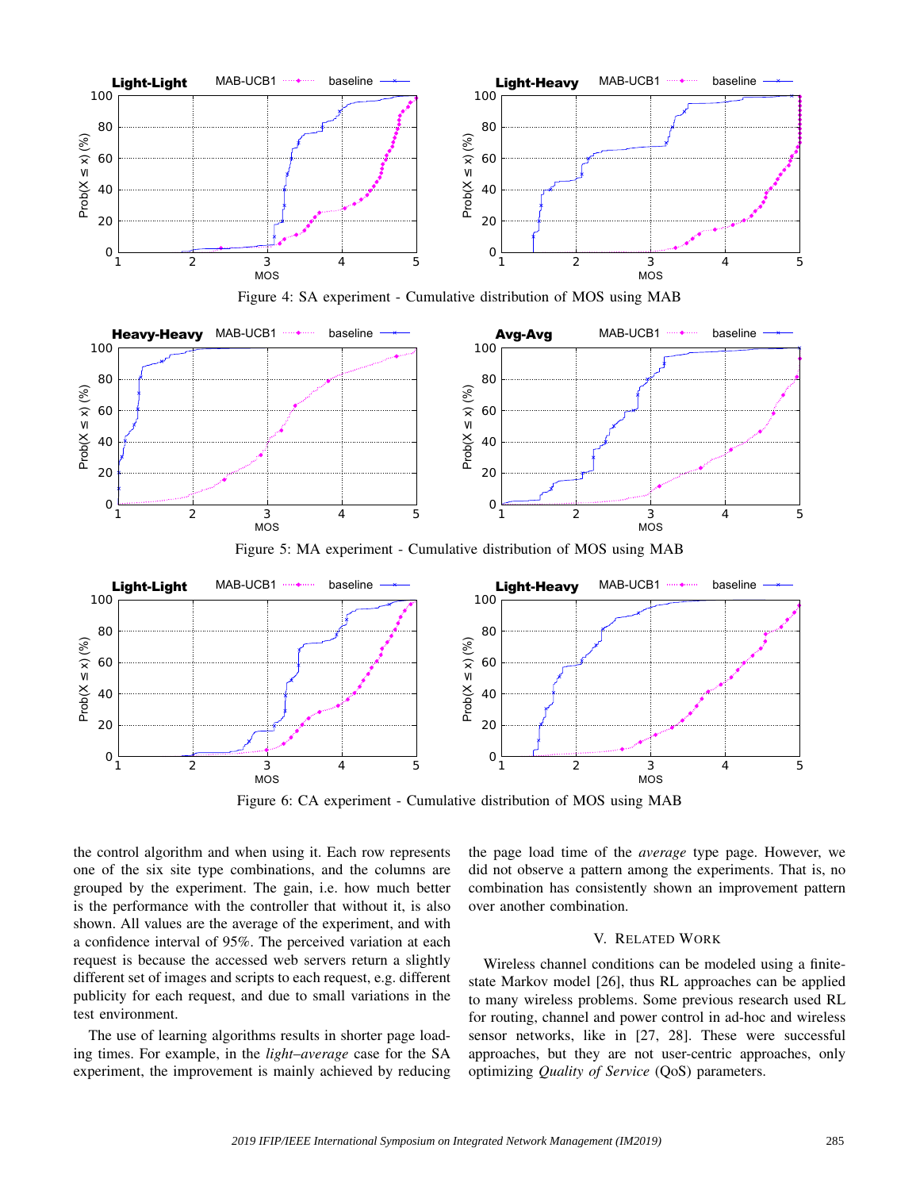Figure 4: SA experiment - Cumulative distribution of MOS using MAB

Figure 5: MA experiment - Cumulative distribution of MOS using MAB

Figure 6: CA experiment - Cumulative distribution of MOS using MAB

the control algorithm and when using it. Each row represents one of the six site type combinations, and the columns are grouped by the experiment. The gain, i.e. how much better is the performance with the controller that without it, is also shown. All values are the average of the experiment, and with a confidence interval of 95%. The perceived variation at each request is because the accessed web servers return a slightly different set of images and scripts to each request, e.g. different publicity for each request, and due to small variations in the test environment.

The use of learning algorithms results in shorter page loading times. For example, in the *light–average* case for the SA experiment, the improvement is mainly achieved by reducing the page load time of the *average* type page. However, we did not observe a pattern among the experiments. That is, no combination has consistently shown an improvement pattern over another combination.

## V. Related Work

Wireless channel conditions can be modeled using a finite-state Markov model [26], thus RL approaches can be applied to many wireless problems. Some previous research used RL for routing, channel and power control in ad-hoc and wireless sensor networks, like in [27, 28]. These were successful approaches, but they are not user-centric approaches, only optimizing *Quality of Service* (QoS) parameters.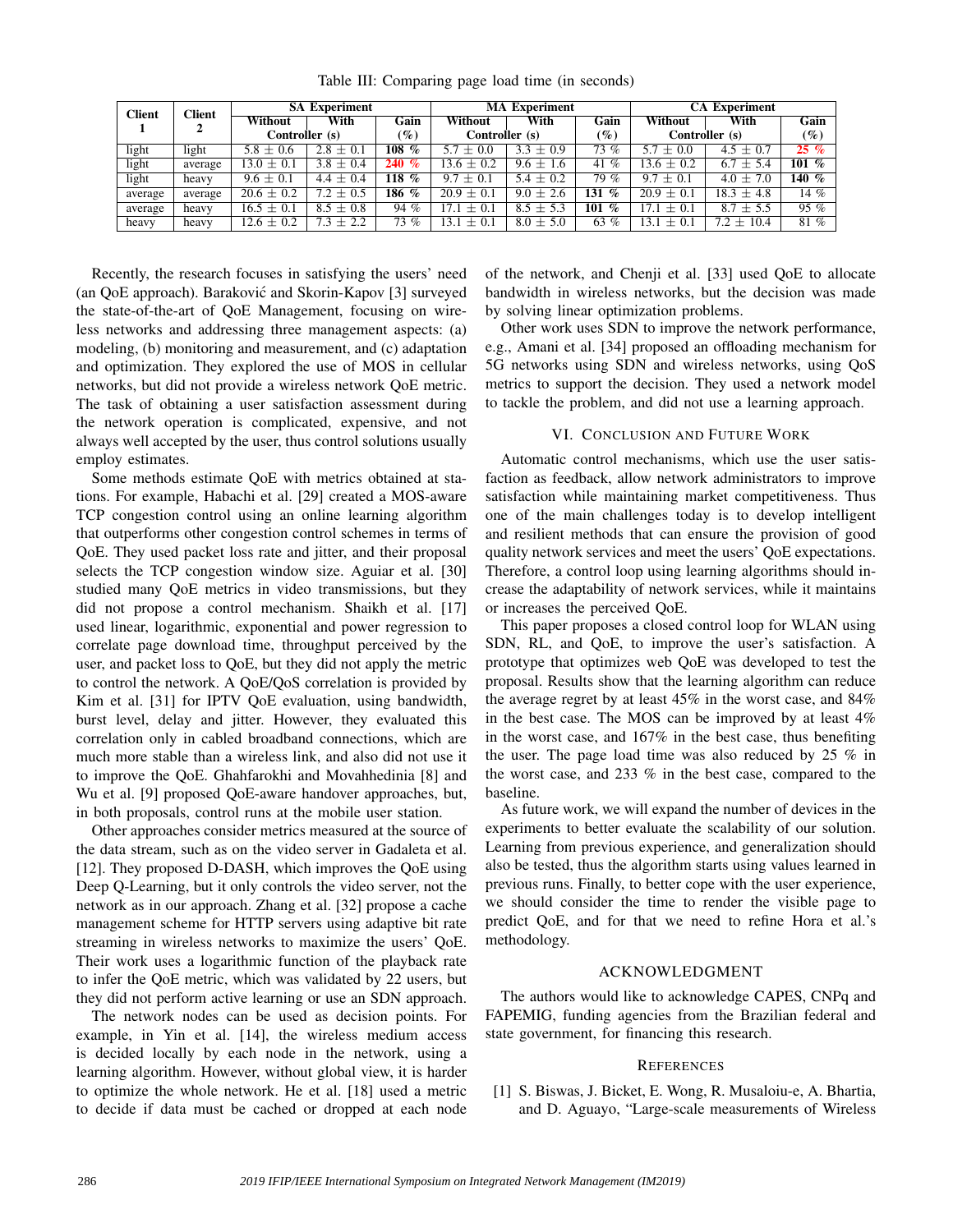Table III: Comparing page load time (in seconds)

| Client 1 | Client 2 | SA Experiment | | | MA Experiment | | | CA Experiment | | |
|---|---|---|---|---|---|---|---|---|---|---|
| | | Without Controller (s) | With | Gain (%) | Without Controller (s) | With | Gain (%) | Without Controller (s) | With | Gain (%) |
| light | light | $5.8 \pm 0.6$ | $2.8 \pm 0.1$ | **108 %** | $5.7 \pm 0.0$ | $3.3 \pm 0.9$ | 73 % | $5.7 \pm 0.0$ | $4.5 \pm 0.7$ | **25 %** |
| light | average | $13.0 \pm 0.1$ | $3.8 \pm 0.4$ | **240 %** | $13.6 \pm 0.2$ | $9.6 \pm 1.6$ | 41 % | $13.6 \pm 0.2$ | $6.7 \pm 5.4$ | **101 %** |
| light | heavy | $9.6 \pm 0.1$ | $4.4 \pm 0.4$ | **118 %** | $9.7 \pm 0.1$ | $5.4 \pm 0.2$ | 79 % | $9.7 \pm 0.1$ | $4.0 \pm 7.0$ | **140 %** |
| average | average | $20.6 \pm 0.2$ | $7.2 \pm 0.5$ | **186 %** | $20.9 \pm 0.1$ | $9.0 \pm 2.6$ | **131 %** | $20.9 \pm 0.1$ | $18.3 \pm 4.8$ | 14 % |
| average | heavy | $16.5 \pm 0.1$ | $8.5 \pm 0.8$ | 94 % | $17.1 \pm 0.1$ | $8.5 \pm 5.3$ | **101 %** | $17.1 \pm 0.1$ | $8.7 \pm 5.5$ | 95 % |
| heavy | heavy | $12.6 \pm 0.2$ | $7.3 \pm 2.2$ | 73 % | $13.1 \pm 0.1$ | $8.0 \pm 5.0$ | 63 % | $13.1 \pm 0.1$ | $7.2 \pm 10.4$ | 81 % |

Recently, the research focuses in satisfying the users' need (an QoE approach). Baraković and Skorin-Kapov [3] surveyed the state-of-the-art of QoE Management, focusing on wireless networks and addressing three management aspects: (a) modeling, (b) monitoring and measurement, and (c) adaptation and optimization. They explored the use of MOS in cellular networks, but did not provide a wireless network QoE metric. The task of obtaining a user satisfaction assessment during the network operation is complicated, expensive, and not always well accepted by the user, thus control solutions usually employ estimates.

Some methods estimate QoE with metrics obtained at stations. For example, Habachi et al. [29] created a MOS-aware TCP congestion control using an online learning algorithm that outperforms other congestion control schemes in terms of QoE. They used packet loss rate and jitter, and their proposal selects the TCP congestion window size. Aguiar et al. [30] studied many QoE metrics in video transmissions, but they did not propose a control mechanism. Shaikh et al. [17] used linear, logarithmic, exponential and power regression to correlate page download time, throughput perceived by the user, and packet loss to QoE, but they did not apply the metric to control the network. A QoE/QoS correlation is provided by Kim et al. [31] for IPTV QoE evaluation, using bandwidth, burst level, delay and jitter. However, they evaluated this correlation only in cabled broadband connections, which are much more stable than a wireless link, and also did not use it to improve the QoE. Ghahfarokhi and Movahhedinia [8] and Wu et al. [9] proposed QoE-aware handover approaches, but, in both proposals, control runs at the mobile user station.

Other approaches consider metrics measured at the source of the data stream, such as on the video server in Gadaleta et al. [12]. They proposed D-DASH, which improves the QoE using Deep Q-Learning, but it only controls the video server, not the network as in our approach. Zhang et al. [32] propose a cache management scheme for HTTP servers using adaptive bit rate streaming in wireless networks to maximize the users' QoE. Their work uses a logarithmic function of the playback rate to infer the QoE metric, which was validated by 22 users, but they did not perform active learning or use an SDN approach.

The network nodes can be used as decision points. For example, in Yin et al. [14], the wireless medium access is decided locally by each node in the network, using a learning algorithm. However, without global view, it is harder to optimize the whole network. He et al. [18] used a metric to decide if data must be cached or dropped at each node of the network, and Chenji et al. [33] used QoE to allocate bandwidth in wireless networks, but the decision was made by solving linear optimization problems.

Other work uses SDN to improve the network performance, e.g., Amani et al. [34] proposed an offloading mechanism for 5G networks using SDN and wireless networks, using QoS metrics to support the decision. They used a network model to tackle the problem, and did not use a learning approach.

## VI. Conclusion and Future Work

Automatic control mechanisms, which use the user satisfaction as feedback, allow network administrators to improve satisfaction while maintaining market competitiveness. Thus one of the main challenges today is to develop intelligent and resilient methods that can ensure the provision of good quality network services and meet the users' QoE expectations. Therefore, a control loop using learning algorithms should increase the adaptability of network services, while it maintains or increases the perceived QoE.

This paper proposes a closed control loop for WLAN using SDN, RL, and QoE, to improve the user's satisfaction. A prototype that optimizes web QoE was developed to test the proposal. Results show that the learning algorithm can reduce the average regret by at least 45% in the worst case, and 84% in the best case. The MOS can be improved by at least 4% in the worst case, and 167% in the best case, thus benefiting the user. The page load time was also reduced by 25 % in the worst case, and 233 % in the best case, compared to the baseline.

As future work, we will expand the number of devices in the experiments to better evaluate the scalability of our solution. Learning from previous experience, and generalization should also be tested, thus the algorithm starts using values learned in previous runs. Finally, to better cope with the user experience, we should consider the time to render the visible page to predict QoE, and for that we need to refine Hora et al.'s methodology.

## Acknowledgment

The authors would like to acknowledge CAPES, CNPq and FAPEMIG, funding agencies from the Brazilian federal and state government, for financing this research.

## References

[1] S. Biswas, J. Bicket, E. Wong, R. Musaloiu-e, A. Bhartia, and D. Aguayo, "Large-scale measurements of Wireless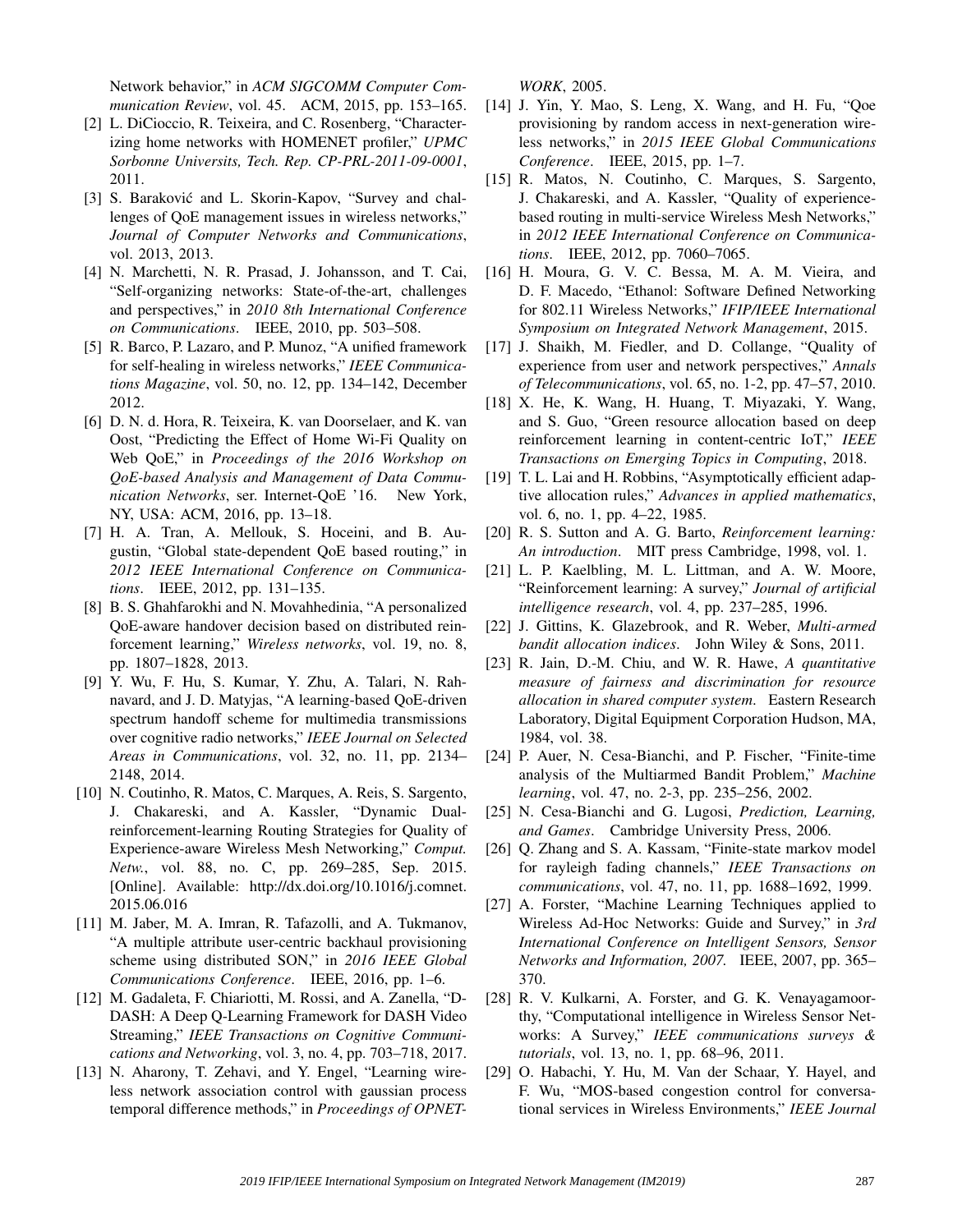Network behavior," in *ACM SIGCOMM Computer Communication Review*, vol. 45. ACM, 2015, pp. 153–165.

[2] L. DiCioccio, R. Teixeira, and C. Rosenberg, "Characterizing home networks with HOMENET profiler," *UPMC Sorbonne Universits, Tech. Rep. CP-PRL-2011-09-0001*, 2011.

[3] S. Baraković and L. Skorin-Kapov, "Survey and challenges of QoE management issues in wireless networks," *Journal of Computer Networks and Communications*, vol. 2013, 2013.

[4] N. Marchetti, N. R. Prasad, J. Johansson, and T. Cai, "Self-organizing networks: State-of-the-art, challenges and perspectives," in *2010 8th International Conference on Communications*. IEEE, 2010, pp. 503–508.

[5] R. Barco, P. Lazaro, and P. Munoz, "A unified framework for self-healing in wireless networks," *IEEE Communications Magazine*, vol. 50, no. 12, pp. 134–142, December 2012.

[6] D. N. d. Hora, R. Teixeira, K. van Doorselaer, and K. van Oost, "Predicting the Effect of Home Wi-Fi Quality on Web QoE," in *Proceedings of the 2016 Workshop on QoE-based Analysis and Management of Data Communication Networks*, ser. Internet-QoE '16. New York, NY, USA: ACM, 2016, pp. 13–18.

[7] H. A. Tran, A. Mellouk, S. Hoceini, and B. Augustin, "Global state-dependent QoE based routing," in *2012 IEEE International Conference on Communications*. IEEE, 2012, pp. 131–135.

[8] B. S. Ghahfarokhi and N. Movahhedinia, "A personalized QoE-aware handover decision based on distributed reinforcement learning," *Wireless networks*, vol. 19, no. 8, pp. 1807–1828, 2013.

[9] Y. Wu, F. Hu, S. Kumar, Y. Zhu, A. Talari, N. Rahnavard, and J. D. Matyjas, "A learning-based QoE-driven spectrum handoff scheme for multimedia transmissions over cognitive radio networks," *IEEE Journal on Selected Areas in Communications*, vol. 32, no. 11, pp. 2134–2148, 2014.

[10] N. Coutinho, R. Matos, C. Marques, A. Reis, S. Sargento, J. Chakareski, and A. Kassler, "Dynamic Dual-reinforcement-learning Routing Strategies for Quality of Experience-aware Wireless Mesh Networking," *Comput. Netw.*, vol. 88, no. C, pp. 269–285, Sep. 2015. [Online]. Available: http://dx.doi.org/10.1016/j.comnet.2015.06.016

[11] M. Jaber, M. A. Imran, R. Tafazolli, and A. Tukmanov, "A multiple attribute user-centric backhaul provisioning scheme using distributed SON," in *2016 IEEE Global Communications Conference*. IEEE, 2016, pp. 1–6.

[12] M. Gadaleta, F. Chiariotti, M. Rossi, and A. Zanella, "D-DASH: A Deep Q-Learning Framework for DASH Video Streaming," *IEEE Transactions on Cognitive Communications and Networking*, vol. 3, no. 4, pp. 703–718, 2017.

[13] N. Aharony, T. Zehavi, and Y. Engel, "Learning wireless network association control with gaussian process temporal difference methods," in *Proceedings of OPNETWORK*, 2005.

[14] J. Yin, Y. Mao, S. Leng, X. Wang, and H. Fu, "Qoe provisioning by random access in next-generation wireless networks," in *2015 IEEE Global Communications Conference*. IEEE, 2015, pp. 1–7.

[15] R. Matos, N. Coutinho, C. Marques, S. Sargento, J. Chakareski, and A. Kassler, "Quality of experience-based routing in multi-service Wireless Mesh Networks," in *2012 IEEE International Conference on Communications*. IEEE, 2012, pp. 7060–7065.

[16] H. Moura, G. V. C. Bessa, M. A. M. Vieira, and D. F. Macedo, "Ethanol: Software Defined Networking for 802.11 Wireless Networks," *IFIP/IEEE International Symposium on Integrated Network Management*, 2015.

[17] J. Shaikh, M. Fiedler, and D. Collange, "Quality of experience from user and network perspectives," *Annals of Telecommunications*, vol. 65, no. 1-2, pp. 47–57, 2010.

[18] X. He, K. Wang, H. Huang, T. Miyazaki, Y. Wang, and S. Guo, "Green resource allocation based on deep reinforcement learning in content-centric IoT," *IEEE Transactions on Emerging Topics in Computing*, 2018.

[19] T. L. Lai and H. Robbins, "Asymptotically efficient adaptive allocation rules," *Advances in applied mathematics*, vol. 6, no. 1, pp. 4–22, 1985.

[20] R. S. Sutton and A. G. Barto, *Reinforcement learning: An introduction*. MIT press Cambridge, 1998, vol. 1.

[21] L. P. Kaelbling, M. L. Littman, and A. W. Moore, "Reinforcement learning: A survey," *Journal of artificial intelligence research*, vol. 4, pp. 237–285, 1996.

[22] J. Gittins, K. Glazebrook, and R. Weber, *Multi-armed bandit allocation indices*. John Wiley & Sons, 2011.

[23] R. Jain, D.-M. Chiu, and W. R. Hawe, *A quantitative measure of fairness and discrimination for resource allocation in shared computer system*. Eastern Research Laboratory, Digital Equipment Corporation Hudson, MA, 1984, vol. 38.

[24] P. Auer, N. Cesa-Bianchi, and P. Fischer, "Finite-time analysis of the Multiarmed Bandit Problem," *Machine learning*, vol. 47, no. 2-3, pp. 235–256, 2002.

[25] N. Cesa-Bianchi and G. Lugosi, *Prediction, Learning, and Games*. Cambridge University Press, 2006.

[26] Q. Zhang and S. A. Kassam, "Finite-state markov model for rayleigh fading channels," *IEEE Transactions on communications*, vol. 47, no. 11, pp. 1688–1692, 1999.

[27] A. Forster, "Machine Learning Techniques applied to Wireless Ad-Hoc Networks: Guide and Survey," in *3rd International Conference on Intelligent Sensors, Sensor Networks and Information, 2007.* IEEE, 2007, pp. 365–370.

[28] R. V. Kulkarni, A. Forster, and G. K. Venayagamoorthy, "Computational intelligence in Wireless Sensor Networks: A Survey," *IEEE communications surveys & tutorials*, vol. 13, no. 1, pp. 68–96, 2011.

[29] O. Habachi, Y. Hu, M. Van der Schaar, Y. Hayel, and F. Wu, "MOS-based congestion control for conversational services in Wireless Environments," *IEEE Journal*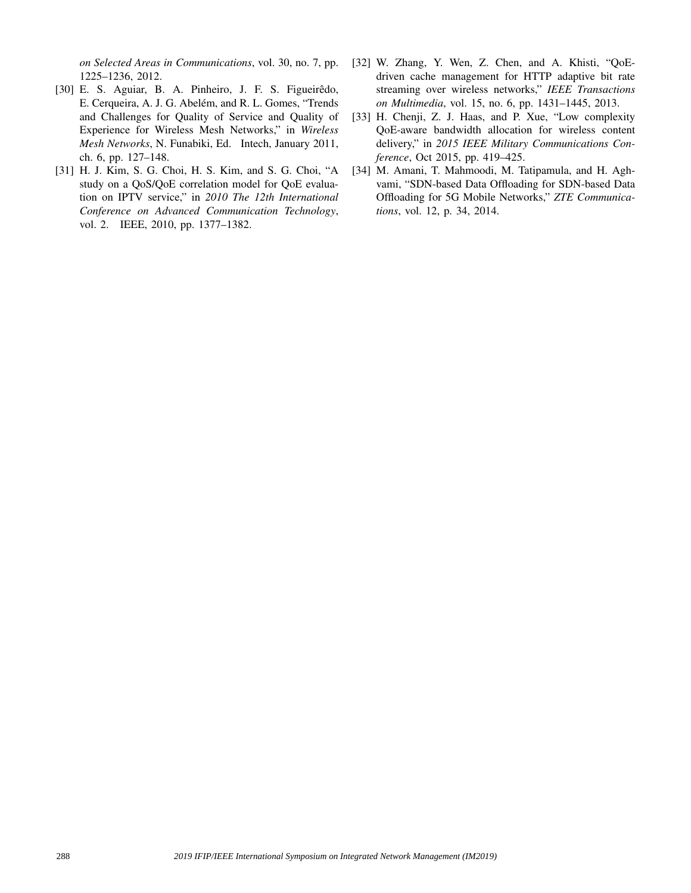*on Selected Areas in Communications*, vol. 30, no. 7, pp. 1225–1236, 2012.

[30] E. S. Aguiar, B. A. Pinheiro, J. F. S. Figueirêdo, E. Cerqueira, A. J. G. Abelém, and R. L. Gomes, "Trends and Challenges for Quality of Service and Quality of Experience for Wireless Mesh Networks," in *Wireless Mesh Networks*, N. Funabiki, Ed. Intech, January 2011, ch. 6, pp. 127–148.

[31] H. J. Kim, S. G. Choi, H. S. Kim, and S. G. Choi, "A study on a QoS/QoE correlation model for QoE evaluation on IPTV service," in *2010 The 12th International Conference on Advanced Communication Technology*, vol. 2. IEEE, 2010, pp. 1377–1382.

[32] W. Zhang, Y. Wen, Z. Chen, and A. Khisti, "QoE-driven cache management for HTTP adaptive bit rate streaming over wireless networks," *IEEE Transactions on Multimedia*, vol. 15, no. 6, pp. 1431–1445, 2013.

[33] H. Chenji, Z. J. Haas, and P. Xue, "Low complexity QoE-aware bandwidth allocation for wireless content delivery," in *2015 IEEE Military Communications Conference*, Oct 2015, pp. 419–425.

[34] M. Amani, T. Mahmoodi, M. Tatipamula, and H. Aghvami, "SDN-based Data Offloading for SDN-based Data Offloading for 5G Mobile Networks," *ZTE Communications*, vol. 12, p. 34, 2014.